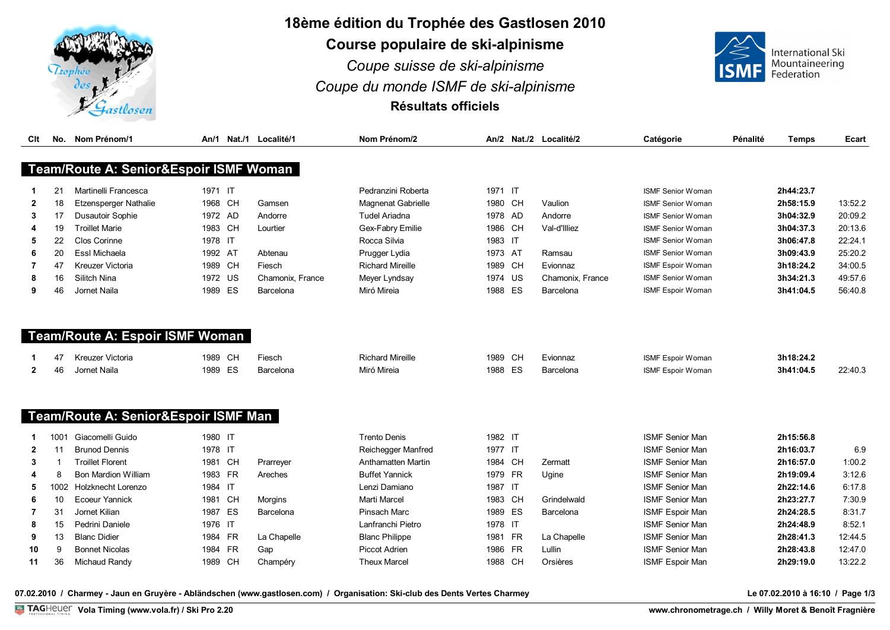# 18ème édition du Trophée des Gastlosen 2010

## Course populaire de ski-alpinisme

*Coupe suisse de ski-alpinisme*

*Coupe du monde ISMF de ski-alpinisme*

**Résultats officiels**

### Team/Route A: Senior&Espoir ISMF Woman

| Clt | No. | Nom Prénom/1 | An/1 | Nat./1 | Localité/1 | Nom Prénom/2 | An/2 | Nat./2 | Localité/2 | Catégorie | Pénalité | Temps | Ecart |
|---|---|---|---|---|---|---|---|---|---|---|---|---|---|
| 1 | 21 | Martinelli Francesca | 1971 | IT | | Pedranzini Roberta | 1971 | IT | | ISMF Senior Woman | | 2h44:23.7 | |
| 2 | 18 | Etzensperger Nathalie | 1968 | CH | Gamsen | Magnenat Gabrielle | 1980 | CH | Vaulion | ISMF Senior Woman | | 2h58:15.9 | 13:52.2 |
| 3 | 17 | Dusautoir Sophie | 1972 | AD | Andorre | Tudel Ariadna | 1978 | AD | Andorre | ISMF Senior Woman | | 3h04:32.9 | 20:09.2 |
| 4 | 19 | Troillet Marie | 1983 | CH | Lourtier | Gex-Fabry Emilie | 1986 | CH | Val-d'Illiez | ISMF Senior Woman | | 3h04:37.3 | 20:13.6 |
| 5 | 22 | Clos Corinne | 1978 | IT | | Rocca Silvia | 1983 | IT | | ISMF Senior Woman | | 3h06:47.8 | 22:24.1 |
| 6 | 20 | Essl Michaela | 1992 | AT | Abtenau | Prugger Lydia | 1973 | AT | Ramsau | ISMF Senior Woman | | 3h09:43.9 | 25:20.2 |
| 7 | 47 | Kreuzer Victoria | 1989 | CH | Fiesch | Richard Mireille | 1989 | CH | Evionnaz | ISMF Espoir Woman | | 3h18:24.2 | 34:00.5 |
| 8 | 16 | Silitch Nina | 1972 | US | Chamonix, France | Meyer Lyndsay | 1974 | US | Chamonix, France | ISMF Senior Woman | | 3h34:21.3 | 49:57.6 |
| 9 | 46 | Jornet Naila | 1989 | ES | Barcelona | Miró Mireia | 1988 | ES | Barcelona | ISMF Espoir Woman | | 3h41:04.5 | 56:40.8 |

### Team/Route A: Espoir ISMF Woman

| Clt | No. | Nom Prénom/1 | An/1 | Nat./1 | Localité/1 | Nom Prénom/2 | An/2 | Nat./2 | Localité/2 | Catégorie | Pénalité | Temps | Ecart |
|---|---|---|---|---|---|---|---|---|---|---|---|---|---|
| 1 | 47 | Kreuzer Victoria | 1989 | CH | Fiesch | Richard Mireille | 1989 | CH | Evionnaz | ISMF Espoir Woman | | 3h18:24.2 | |
| 2 | 46 | Jornet Naila | 1989 | ES | Barcelona | Miró Mireia | 1988 | ES | Barcelona | ISMF Espoir Woman | | 3h41:04.5 | 22:40.3 |

### Team/Route A: Senior&Espoir ISMF Man

| Clt | No. | Nom Prénom/1 | An/1 | Nat./1 | Localité/1 | Nom Prénom/2 | An/2 | Nat./2 | Localité/2 | Catégorie | Pénalité | Temps | Ecart |
|---|---|---|---|---|---|---|---|---|---|---|---|---|---|
| 1 | 1001 | Giacomelli Guido | 1980 | IT | | Trento Denis | 1982 | IT | | ISMF Senior Man | | 2h15:56.8 | |
| 2 | 11 | Brunod Dennis | 1978 | IT | | Reichegger Manfred | 1977 | IT | | ISMF Senior Man | | 2h16:03.7 | 6.9 |
| 3 | 1 | Troillet Florent | 1981 | CH | Prarreyer | Anthamatten Martin | 1984 | CH | Zermatt | ISMF Senior Man | | 2h16:57.0 | 1:00.2 |
| 4 | 8 | Bon Mardion William | 1983 | FR | Areches | Buffet Yannick | 1979 | FR | Ugine | ISMF Senior Man | | 2h19:09.4 | 3:12.6 |
| 5 | 1002 | Holzknecht Lorenzo | 1984 | IT | | Lenzi Damiano | 1987 | IT | | ISMF Senior Man | | 2h22:14.6 | 6:17.8 |
| 6 | 10 | Ecoeur Yannick | 1981 | CH | Morgins | Marti Marcel | 1983 | CH | Grindelwald | ISMF Senior Man | | 2h23:27.7 | 7:30.9 |
| 7 | 31 | Jornet Kilian | 1987 | ES | Barcelona | Pinsach Marc | 1989 | ES | Barcelona | ISMF Espoir Man | | 2h24:28.5 | 8:31.7 |
| 8 | 15 | Pedrini Daniele | 1976 | IT | | Lanfranchi Pietro | 1978 | IT | | ISMF Senior Man | | 2h24:48.9 | 8:52.1 |
| 9 | 13 | Blanc Didier | 1984 | FR | La Chapelle | Blanc Philippe | 1981 | FR | La Chapelle | ISMF Senior Man | | 2h28:41.3 | 12:44.5 |
| 10 | 9 | Bonnet Nicolas | 1984 | FR | Gap | Piccot Adrien | 1986 | FR | Lullin | ISMF Senior Man | | 2h28:43.8 | 12:47.0 |
| 11 | 36 | Michaud Randy | 1989 | CH | Champéry | Theux Marcel | 1988 | CH | Orsières | ISMF Espoir Man | | 2h29:19.0 | 13:22.2 |

**07.02.2010 / Charmey - Jaun en Gruyère - Abländschen (www.gastlosen.com) / Organisation: Ski-club des Dents Vertes Charmey**

**Le 07.02.2010 à 16:10**

**Vola Timing (www.vola.fr) / Ski Pro 2.20**

**www.chronometrage.ch / Willy Moret & Benoît Fragnière**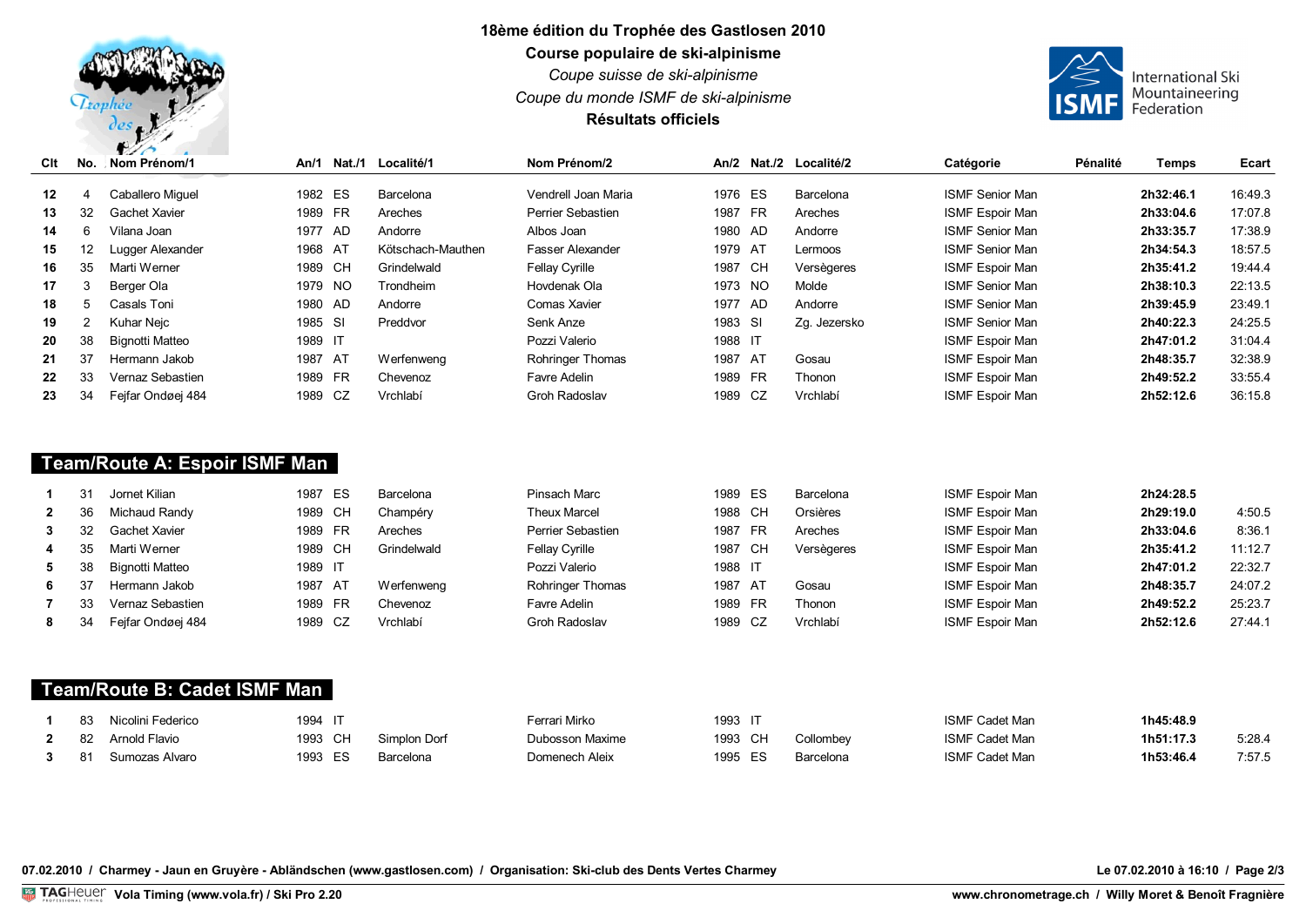# 18ème édition du Trophée des Gastlosen 2010

**Course populaire de ski-alpinisme**

*Coupe suisse de ski-alpinisme*

*Coupe du monde ISMF de ski-alpinisme*

**Résultats officiels**

| Clt | No. | Nom Prénom/1 | An/1 | Nat./1 | Localité/1 | Nom Prénom/2 | An/2 | Nat./2 | Localité/2 | Catégorie | Pénalité | Temps | Ecart |
|---|---|---|---|---|---|---|---|---|---|---|---|---|---|
| **12** | 4 | Caballero Miguel | 1982 | ES | Barcelona | Vendrell Joan Maria | 1976 | ES | Barcelona | ISMF Senior Man | | **2h32:46.1** | 16:49.3 |
| **13** | 32 | Gachet Xavier | 1989 | FR | Areches | Perrier Sebastien | 1987 | FR | Areches | ISMF Espoir Man | | **2h33:04.6** | 17:07.8 |
| **14** | 6 | Vilana Joan | 1977 | AD | Andorre | Albos Joan | 1980 | AD | Andorre | ISMF Senior Man | | **2h33:35.7** | 17:38.9 |
| **15** | 12 | Lugger Alexander | 1968 | AT | Kötschach-Mauthen | Fasser Alexander | 1979 | AT | Lermoos | ISMF Senior Man | | **2h34:54.3** | 18:57.5 |
| **16** | 35 | Marti Werner | 1989 | CH | Grindelwald | Fellay Cyrille | 1987 | CH | Versègeres | ISMF Espoir Man | | **2h35:41.2** | 19:44.4 |
| **17** | 3 | Berger Ola | 1979 | NO | Trondheim | Hovdenak Ola | 1973 | NO | Molde | ISMF Senior Man | | **2h38:10.3** | 22:13.5 |
| **18** | 5 | Casals Toni | 1980 | AD | Andorre | Comas Xavier | 1977 | AD | Andorre | ISMF Senior Man | | **2h39:45.9** | 23:49.1 |
| **19** | 2 | Kuhar Nejc | 1985 | SI | Preddvor | Senk Anze | 1983 | SI | Zg. Jezersko | ISMF Senior Man | | **2h40:22.3** | 24:25.5 |
| **20** | 38 | Bignotti Matteo | 1989 | IT | | Pozzi Valerio | 1988 | IT | | ISMF Espoir Man | | **2h47:01.2** | 31:04.4 |
| **21** | 37 | Hermann Jakob | 1987 | AT | Werfenweng | Rohringer Thomas | 1987 | AT | Gosau | ISMF Espoir Man | | **2h48:35.7** | 32:38.9 |
| **22** | 33 | Vernaz Sebastien | 1989 | FR | Chevenoz | Favre Adelin | 1989 | FR | Thonon | ISMF Espoir Man | | **2h49:52.2** | 33:55.4 |
| **23** | 34 | Fejfar Ondøej 484 | 1989 | CZ | Vrchlabí | Groh Radoslav | 1989 | CZ | Vrchlabí | ISMF Espoir Man | | **2h52:12.6** | 36:15.8 |

## Team/Route A: Espoir ISMF Man

| Clt | No. | Nom Prénom/1 | An/1 | Nat./1 | Localité/1 | Nom Prénom/2 | An/2 | Nat./2 | Localité/2 | Catégorie | Pénalité | Temps | Ecart |
|---|---|---|---|---|---|---|---|---|---|---|---|---|---|
| **1** | 31 | Jornet Kilian | 1987 | ES | Barcelona | Pinsach Marc | 1989 | ES | Barcelona | ISMF Espoir Man | | **2h24:28.5** | |
| **2** | 36 | Michaud Randy | 1989 | CH | Champéry | Theux Marcel | 1988 | CH | Orsières | ISMF Espoir Man | | **2h29:19.0** | 4:50.5 |
| **3** | 32 | Gachet Xavier | 1989 | FR | Areches | Perrier Sebastien | 1987 | FR | Areches | ISMF Espoir Man | | **2h33:04.6** | 8:36.1 |
| **4** | 35 | Marti Werner | 1989 | CH | Grindelwald | Fellay Cyrille | 1987 | CH | Versègeres | ISMF Espoir Man | | **2h35:41.2** | 11:12.7 |
| **5** | 38 | Bignotti Matteo | 1989 | IT | | Pozzi Valerio | 1988 | IT | | ISMF Espoir Man | | **2h47:01.2** | 22:32.7 |
| **6** | 37 | Hermann Jakob | 1987 | AT | Werfenweng | Rohringer Thomas | 1987 | AT | Gosau | ISMF Espoir Man | | **2h48:35.7** | 24:07.2 |
| **7** | 33 | Vernaz Sebastien | 1989 | FR | Chevenoz | Favre Adelin | 1989 | FR | Thonon | ISMF Espoir Man | | **2h49:52.2** | 25:23.7 |
| **8** | 34 | Fejfar Ondøej 484 | 1989 | CZ | Vrchlabí | Groh Radoslav | 1989 | CZ | Vrchlabí | ISMF Espoir Man | | **2h52:12.6** | 27:44.1 |

## Team/Route B: Cadet ISMF Man

| Clt | No. | Nom Prénom/1 | An/1 | Nat./1 | Localité/1 | Nom Prénom/2 | An/2 | Nat./2 | Localité/2 | Catégorie | Pénalité | Temps | Ecart |
|---|---|---|---|---|---|---|---|---|---|---|---|---|---|
| **1** | 83 | Nicolini Federico | 1994 | IT | | Ferrari Mirko | 1993 | IT | | ISMF Cadet Man | | **1h45:48.9** | |
| **2** | 82 | Arnold Flavio | 1993 | CH | Simplon Dorf | Dubosson Maxime | 1993 | CH | Collombey | ISMF Cadet Man | | **1h51:17.3** | 5:28.4 |
| **3** | 81 | Sumozas Alvaro | 1993 | ES | Barcelona | Domenech Aleix | 1995 | ES | Barcelona | ISMF Cadet Man | | **1h53:46.4** | 7:57.5 |

**07.02.2010 / Charmey - Jaun en Gruyère - Abländschen (www.gastlosen.com) / Organisation: Ski-club des Dents Vertes Charmey** — **Le 07.02.2010 à 16:10**

**Vola Timing (www.vola.fr) / Ski Pro 2.20** — **www.chronometrage.ch / Willy Moret & Benoît Fragnière**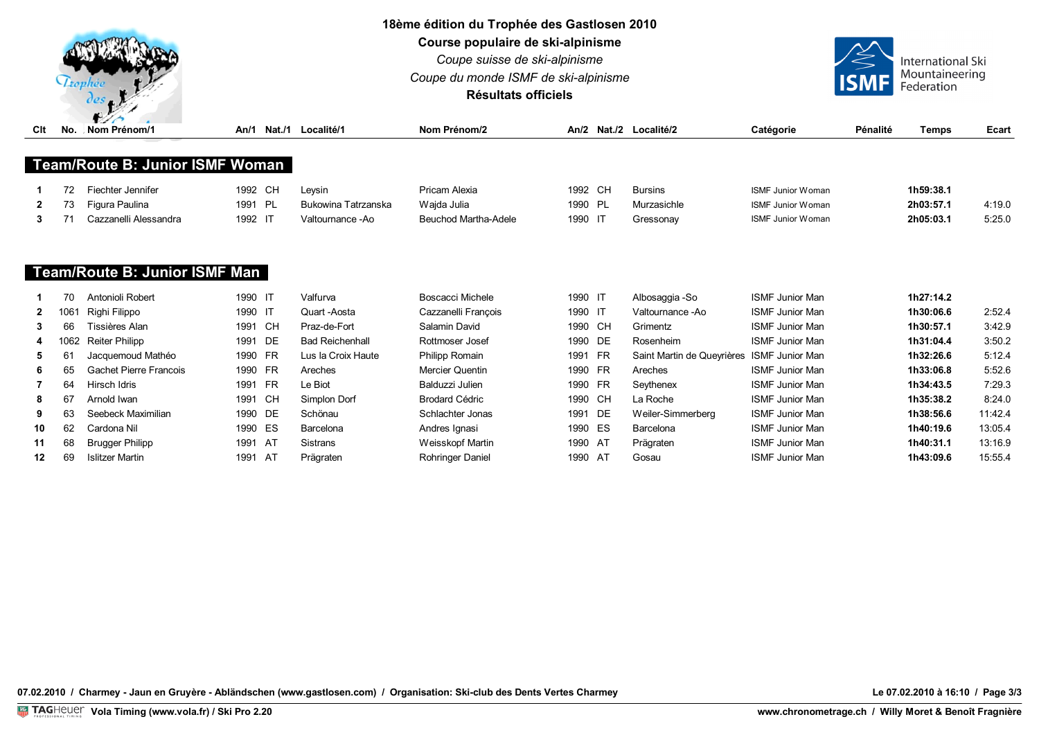# 18ème édition du Trophée des Gastlosen 2010

**Course populaire de ski-alpinisme**

*Coupe suisse de ski-alpinisme*

*Coupe du monde ISMF de ski-alpinisme*

**Résultats officiels**

International Ski Mountaineering Federation

## Team/Route B: Junior ISMF Woman

| Clt | No. | Nom Prénom/1 | An/1 | Nat./1 | Localité/1 | Nom Prénom/2 | An/2 | Nat./2 | Localité/2 | Catégorie | Pénalité | Temps | Ecart |
|---|---|---|---|---|---|---|---|---|---|---|---|---|---|
| 1 | 72 | Fiechter Jennifer | 1992 | CH | Leysin | Pricam Alexia | 1992 | CH | Bursins | ISMF Junior Woman | | 1h59:38.1 | |
| 2 | 73 | Figura Paulina | 1991 | PL | Bukowina Tatrzanska | Wajda Julia | 1990 | PL | Murzasichle | ISMF Junior Woman | | 2h03:57.1 | 4:19.0 |
| 3 | 71 | Cazzanelli Alessandra | 1992 | IT | Valtournance -Ao | Beuchod Martha-Adele | 1990 | IT | Gressonay | ISMF Junior Woman | | 2h05:03.1 | 5:25.0 |

## Team/Route B: Junior ISMF Man

| Clt | No. | Nom Prénom/1 | An/1 | Nat./1 | Localité/1 | Nom Prénom/2 | An/2 | Nat./2 | Localité/2 | Catégorie | Pénalité | Temps | Ecart |
|---|---|---|---|---|---|---|---|---|---|---|---|---|---|
| 1 | 70 | Antonioli Robert | 1990 | IT | Valfurva | Boscacci Michele | 1990 | IT | Albosaggia -So | ISMF Junior Man | | 1h27:14.2 | |
| 2 | 1061 | Righi Filippo | 1990 | IT | Quart -Aosta | Cazzanelli François | 1990 | IT | Valtournance -Ao | ISMF Junior Man | | 1h30:06.6 | 2:52.4 |
| 3 | 66 | Tissières Alan | 1991 | CH | Praz-de-Fort | Salamin David | 1990 | CH | Grimentz | ISMF Junior Man | | 1h30:57.1 | 3:42.9 |
| 4 | 1062 | Reiter Philipp | 1991 | DE | Bad Reichenhall | Rottmoser Josef | 1990 | DE | Rosenheim | ISMF Junior Man | | 1h31:04.4 | 3:50.2 |
| 5 | 61 | Jacquemoud Mathéo | 1990 | FR | Lus la Croix Haute | Philipp Romain | 1991 | FR | Saint Martin de Queyrières | ISMF Junior Man | | 1h32:26.6 | 5:12.4 |
| 6 | 65 | Gachet Pierre Francois | 1990 | FR | Areches | Mercier Quentin | 1990 | FR | Areches | ISMF Junior Man | | 1h33:06.8 | 5:52.6 |
| 7 | 64 | Hirsch Idris | 1991 | FR | Le Biot | Balduzzi Julien | 1990 | FR | Seythenex | ISMF Junior Man | | 1h34:43.5 | 7:29.3 |
| 8 | 67 | Arnold Iwan | 1991 | CH | Simplon Dorf | Brodard Cédric | 1990 | CH | La Roche | ISMF Junior Man | | 1h35:38.2 | 8:24.0 |
| 9 | 63 | Seebeck Maximilian | 1990 | DE | Schönau | Schlachter Jonas | 1991 | DE | Weiler-Simmerberg | ISMF Junior Man | | 1h38:56.6 | 11:42.4 |
| 10 | 62 | Cardona Nil | 1990 | ES | Barcelona | Andres Ignasi | 1990 | ES | Barcelona | ISMF Junior Man | | 1h40:19.6 | 13:05.4 |
| 11 | 68 | Brugger Philipp | 1991 | AT | Sistrans | Weisskopf Martin | 1990 | AT | Prägraten | ISMF Junior Man | | 1h40:31.1 | 13:16.9 |
| 12 | 69 | Islitzer Martin | 1991 | AT | Prägraten | Rohringer Daniel | 1990 | AT | Gosau | ISMF Junior Man | | 1h43:09.6 | 15:55.4 |

**07.02.2010 / Charmey - Jaun en Gruyère - Abländschen (www.gastlosen.com) / Organisation: Ski-club des Dents Vertes Charmey** **Le 07.02.2010 à 16:10**

**Vola Timing (www.vola.fr) / Ski Pro 2.20** **www.chronometrage.ch / Willy Moret & Benoît Fragnière**